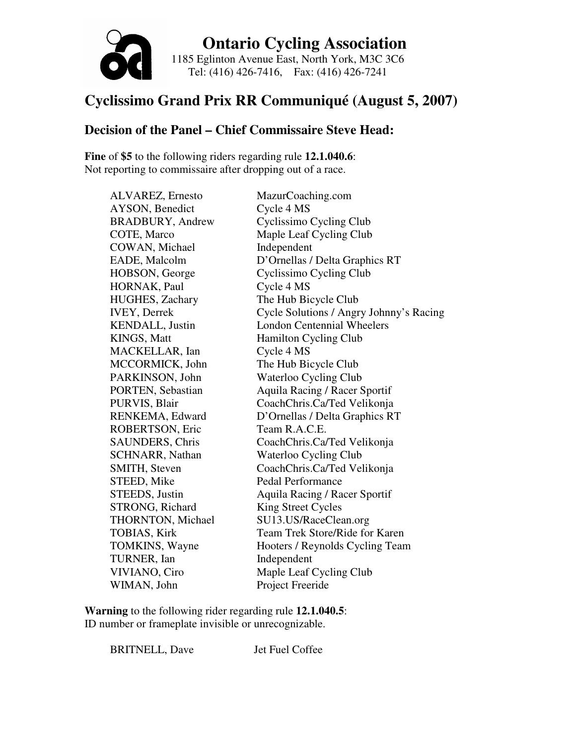# Ontario Cycling Association

1185 Eglinton Avenue East, North York, M3C 3C6
Tel: (416) 426-7416, Fax: (416) 426-7241

## Cyclissimo Grand Prix RR Communiqué (August 5, 2007)

### Decision of the Panel – Chief Commissaire Steve Head:

**Fine** of **$5** to the following riders regarding rule **12.1.040.6**:
Not reporting to commissaire after dropping out of a race.

| | |
|---|---|
| ALVAREZ, Ernesto | MazurCoaching.com |
| AYSON, Benedict | Cycle 4 MS |
| BRADBURY, Andrew | Cyclissimo Cycling Club |
| COTE, Marco | Maple Leaf Cycling Club |
| COWAN, Michael | Independent |
| EADE, Malcolm | D'Ornellas / Delta Graphics RT |
| HOBSON, George | Cyclissimo Cycling Club |
| HORNAK, Paul | Cycle 4 MS |
| HUGHES, Zachary | The Hub Bicycle Club |
| IVEY, Derrek | Cycle Solutions / Angry Johnny's Racing |
| KENDALL, Justin | London Centennial Wheelers |
| KINGS, Matt | Hamilton Cycling Club |
| MACKELLAR, Ian | Cycle 4 MS |
| MCCORMICK, John | The Hub Bicycle Club |
| PARKINSON, John | Waterloo Cycling Club |
| PORTEN, Sebastian | Aquila Racing / Racer Sportif |
| PURVIS, Blair | CoachChris.Ca/Ted Velikonja |
| RENKEMA, Edward | D'Ornellas / Delta Graphics RT |
| ROBERTSON, Eric | Team R.A.C.E. |
| SAUNDERS, Chris | CoachChris.Ca/Ted Velikonja |
| SCHNARR, Nathan | Waterloo Cycling Club |
| SMITH, Steven | CoachChris.Ca/Ted Velikonja |
| STEED, Mike | Pedal Performance |
| STEEDS, Justin | Aquila Racing / Racer Sportif |
| STRONG, Richard | King Street Cycles |
| THORNTON, Michael | SU13.US/RaceClean.org |
| TOBIAS, Kirk | Team Trek Store/Ride for Karen |
| TOMKINS, Wayne | Hooters / Reynolds Cycling Team |
| TURNER, Ian | Independent |
| VIVIANO, Ciro | Maple Leaf Cycling Club |
| WIMAN, John | Project Freeride |

**Warning** to the following rider regarding rule **12.1.040.5**:
ID number or frameplate invisible or unrecognizable.

| | |
|---|---|
| BRITNELL, Dave | Jet Fuel Coffee |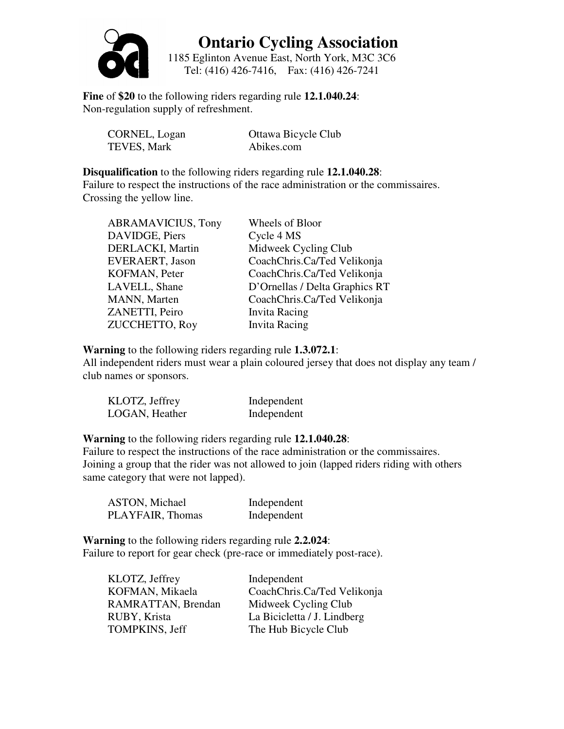# Ontario Cycling Association

1185 Eglinton Avenue East, North York, M3C 3C6
Tel: (416) 426-7416, Fax: (416) 426-7241

**Fine** of **$20** to the following riders regarding rule **12.1.040.24**:
Non-regulation supply of refreshment.

| | |
|---|---|
| CORNEL, Logan | Ottawa Bicycle Club |
| TEVES, Mark | Abikes.com |

**Disqualification** to the following riders regarding rule **12.1.040.28**:
Failure to respect the instructions of the race administration or the commissaires.
Crossing the yellow line.

| | |
|---|---|
| ABRAMAVICIUS, Tony | Wheels of Bloor |
| DAVIDGE, Piers | Cycle 4 MS |
| DERLACKI, Martin | Midweek Cycling Club |
| EVERAERT, Jason | CoachChris.Ca/Ted Velikonja |
| KOFMAN, Peter | CoachChris.Ca/Ted Velikonja |
| LAVELL, Shane | D'Ornellas / Delta Graphics RT |
| MANN, Marten | CoachChris.Ca/Ted Velikonja |
| ZANETTI, Peiro | Invita Racing |
| ZUCCHETTO, Roy | Invita Racing |

**Warning** to the following riders regarding rule **1.3.072.1**:
All independent riders must wear a plain coloured jersey that does not display any team / club names or sponsors.

| | |
|---|---|
| KLOTZ, Jeffrey | Independent |
| LOGAN, Heather | Independent |

**Warning** to the following riders regarding rule **12.1.040.28**:
Failure to respect the instructions of the race administration or the commissaires.
Joining a group that the rider was not allowed to join (lapped riders riding with others same category that were not lapped).

| | |
|---|---|
| ASTON, Michael | Independent |
| PLAYFAIR, Thomas | Independent |

**Warning** to the following riders regarding rule **2.2.024**:
Failure to report for gear check (pre-race or immediately post-race).

| | |
|---|---|
| KLOTZ, Jeffrey | Independent |
| KOFMAN, Mikaela | CoachChris.Ca/Ted Velikonja |
| RAMRATTAN, Brendan | Midweek Cycling Club |
| RUBY, Krista | La Bicicletta / J. Lindberg |
| TOMPKINS, Jeff | The Hub Bicycle Club |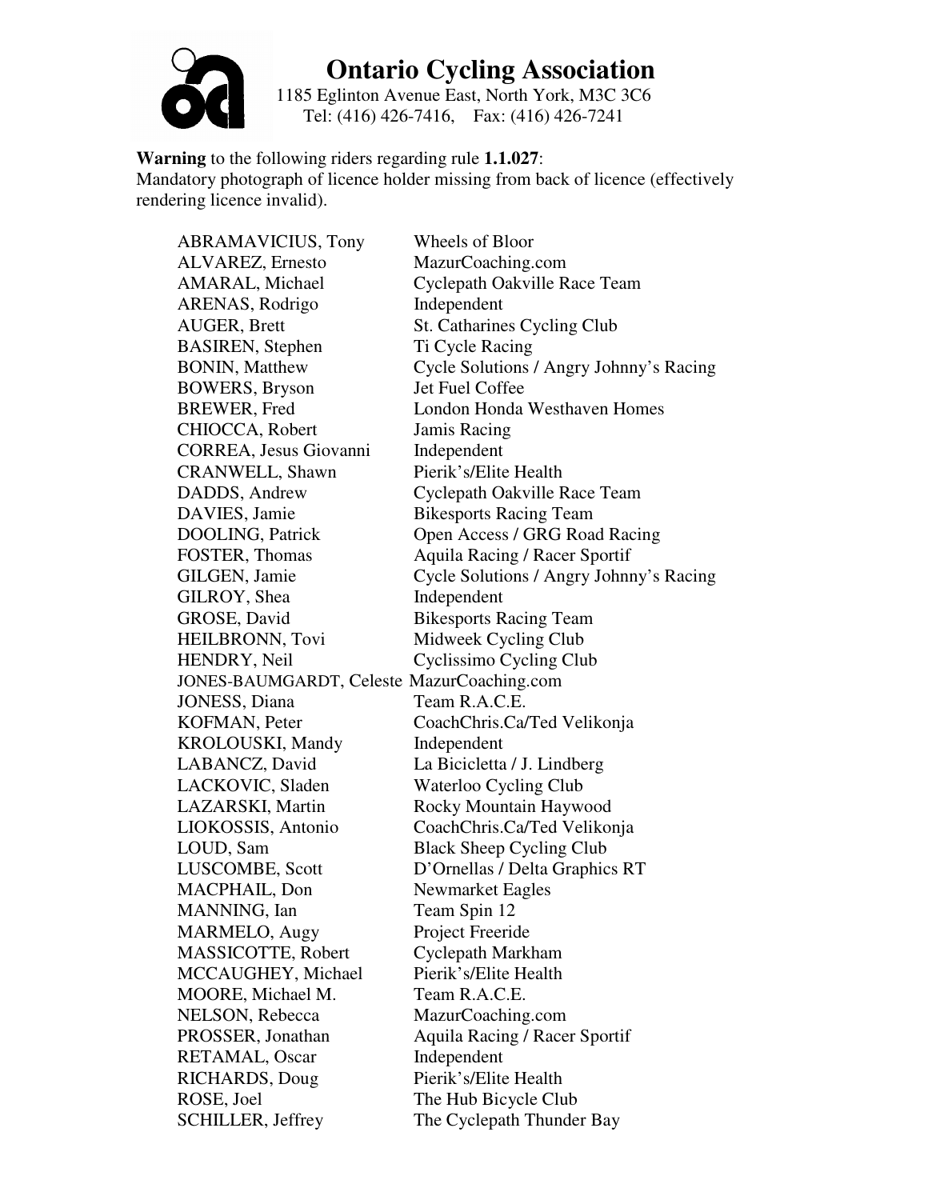# Ontario Cycling Association

1185 Eglinton Avenue East, North York, M3C 3C6
Tel: (416) 426-7416, Fax: (416) 426-7241

**Warning** to the following riders regarding rule **1.1.027**:
Mandatory photograph of licence holder missing from back of licence (effectively rendering licence invalid).

| | |
|---|---|
| ABRAMAVICIUS, Tony | Wheels of Bloor |
| ALVAREZ, Ernesto | MazurCoaching.com |
| AMARAL, Michael | Cyclepath Oakville Race Team |
| ARENAS, Rodrigo | Independent |
| AUGER, Brett | St. Catharines Cycling Club |
| BASIREN, Stephen | Ti Cycle Racing |
| BONIN, Matthew | Cycle Solutions / Angry Johnny's Racing |
| BOWERS, Bryson | Jet Fuel Coffee |
| BREWER, Fred | London Honda Westhaven Homes |
| CHIOCCA, Robert | Jamis Racing |
| CORREA, Jesus Giovanni | Independent |
| CRANWELL, Shawn | Pierik's/Elite Health |
| DADDS, Andrew | Cyclepath Oakville Race Team |
| DAVIES, Jamie | Bikesports Racing Team |
| DOOLING, Patrick | Open Access / GRG Road Racing |
| FOSTER, Thomas | Aquila Racing / Racer Sportif |
| GILGEN, Jamie | Cycle Solutions / Angry Johnny's Racing |
| GILROY, Shea | Independent |
| GROSE, David | Bikesports Racing Team |
| HEILBRONN, Tovi | Midweek Cycling Club |
| HENDRY, Neil | Cyclissimo Cycling Club |
| JONES-BAUMGARDT, Celeste | MazurCoaching.com |
| JONESS, Diana | Team R.A.C.E. |
| KOFMAN, Peter | CoachChris.Ca/Ted Velikonja |
| KROLOUSKI, Mandy | Independent |
| LABANCZ, David | La Bicicletta / J. Lindberg |
| LACKOVIC, Sladen | Waterloo Cycling Club |
| LAZARSKI, Martin | Rocky Mountain Haywood |
| LIOKOSSIS, Antonio | CoachChris.Ca/Ted Velikonja |
| LOUD, Sam | Black Sheep Cycling Club |
| LUSCOMBE, Scott | D'Ornellas / Delta Graphics RT |
| MACPHAIL, Don | Newmarket Eagles |
| MANNING, Ian | Team Spin 12 |
| MARMELO, Augy | Project Freeride |
| MASSICOTTE, Robert | Cyclepath Markham |
| MCCAUGHEY, Michael | Pierik's/Elite Health |
| MOORE, Michael M. | Team R.A.C.E. |
| NELSON, Rebecca | MazurCoaching.com |
| PROSSER, Jonathan | Aquila Racing / Racer Sportif |
| RETAMAL, Oscar | Independent |
| RICHARDS, Doug | Pierik's/Elite Health |
| ROSE, Joel | The Hub Bicycle Club |
| SCHILLER, Jeffrey | The Cyclepath Thunder Bay |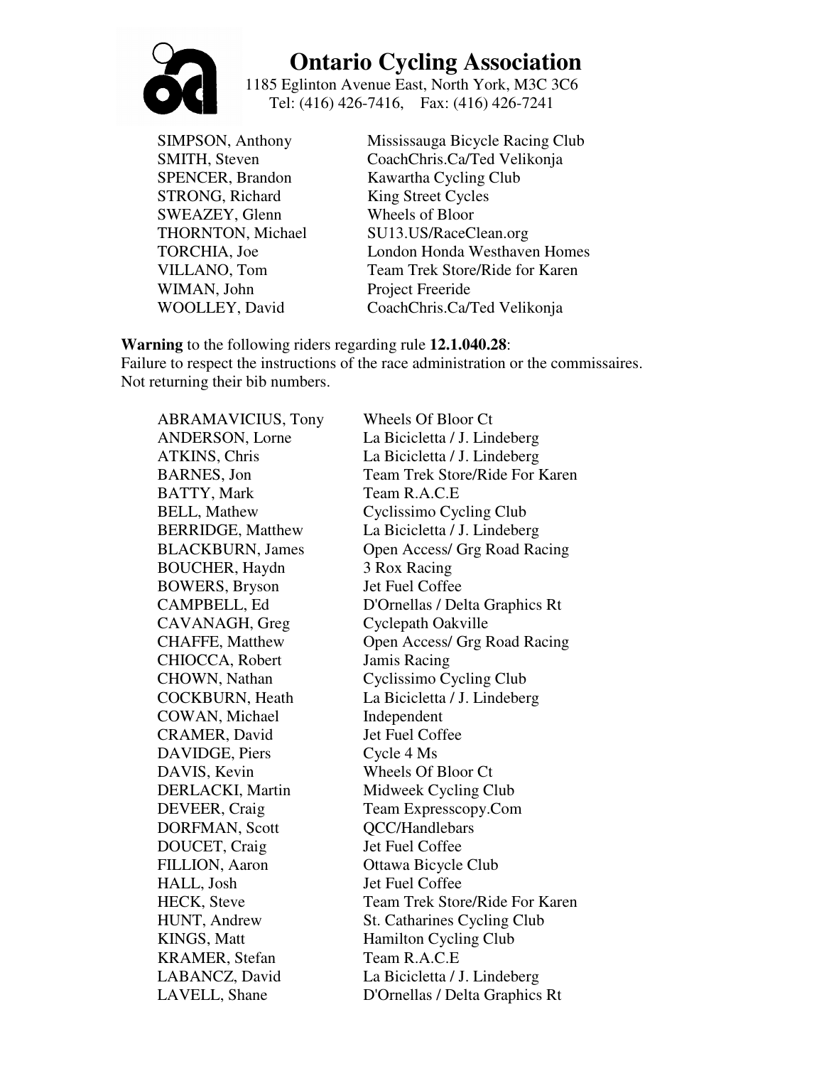# Ontario Cycling Association

1185 Eglinton Avenue East, North York, M3C 3C6
Tel: (416) 426-7416, Fax: (416) 426-7241

| | |
|---|---|
| SIMPSON, Anthony | Mississauga Bicycle Racing Club |
| SMITH, Steven | CoachChris.Ca/Ted Velikonja |
| SPENCER, Brandon | Kawartha Cycling Club |
| STRONG, Richard | King Street Cycles |
| SWEAZEY, Glenn | Wheels of Bloor |
| THORNTON, Michael | SU13.US/RaceClean.org |
| TORCHIA, Joe | London Honda Westhaven Homes |
| VILLANO, Tom | Team Trek Store/Ride for Karen |
| WIMAN, John | Project Freeride |
| WOOLLEY, David | CoachChris.Ca/Ted Velikonja |

**Warning** to the following riders regarding rule **12.1.040.28**:
Failure to respect the instructions of the race administration or the commissaires.
Not returning their bib numbers.

| | |
|---|---|
| ABRAMAVICIUS, Tony | Wheels Of Bloor Ct |
| ANDERSON, Lorne | La Bicicletta / J. Lindeberg |
| ATKINS, Chris | La Bicicletta / J. Lindeberg |
| BARNES, Jon | Team Trek Store/Ride For Karen |
| BATTY, Mark | Team R.A.C.E |
| BELL, Mathew | Cyclissimo Cycling Club |
| BERRIDGE, Matthew | La Bicicletta / J. Lindeberg |
| BLACKBURN, James | Open Access/ Grg Road Racing |
| BOUCHER, Haydn | 3 Rox Racing |
| BOWERS, Bryson | Jet Fuel Coffee |
| CAMPBELL, Ed | D'Ornellas / Delta Graphics Rt |
| CAVANAGH, Greg | Cyclepath Oakville |
| CHAFFE, Matthew | Open Access/ Grg Road Racing |
| CHIOCCA, Robert | Jamis Racing |
| CHOWN, Nathan | Cyclissimo Cycling Club |
| COCKBURN, Heath | La Bicicletta / J. Lindeberg |
| COWAN, Michael | Independent |
| CRAMER, David | Jet Fuel Coffee |
| DAVIDGE, Piers | Cycle 4 Ms |
| DAVIS, Kevin | Wheels Of Bloor Ct |
| DERLACKI, Martin | Midweek Cycling Club |
| DEVEER, Craig | Team Expresscopy.Com |
| DORFMAN, Scott | QCC/Handlebars |
| DOUCET, Craig | Jet Fuel Coffee |
| FILLION, Aaron | Ottawa Bicycle Club |
| HALL, Josh | Jet Fuel Coffee |
| HECK, Steve | Team Trek Store/Ride For Karen |
| HUNT, Andrew | St. Catharines Cycling Club |
| KINGS, Matt | Hamilton Cycling Club |
| KRAMER, Stefan | Team R.A.C.E |
| LABANCZ, David | La Bicicletta / J. Lindeberg |
| LAVELL, Shane | D'Ornellas / Delta Graphics Rt |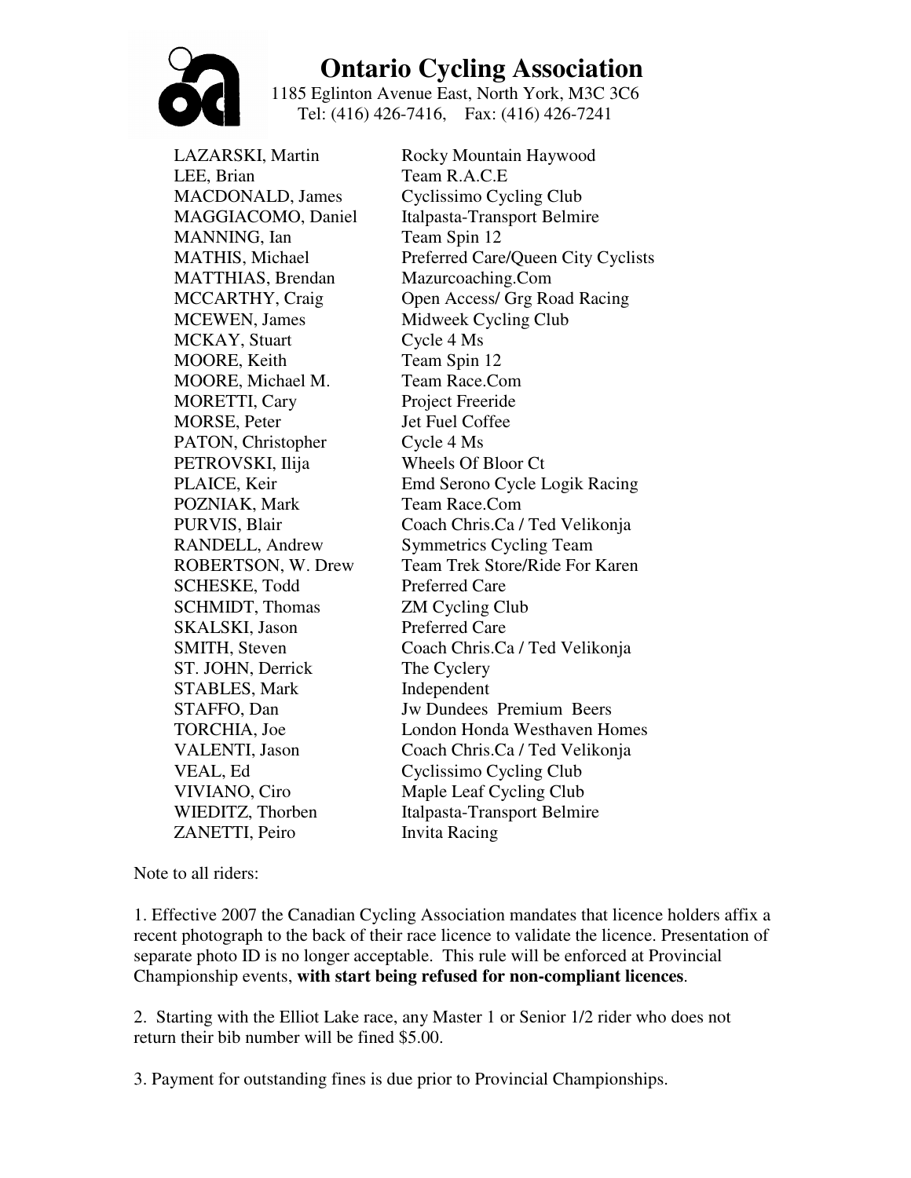# Ontario Cycling Association

1185 Eglinton Avenue East, North York, M3C 3C6
Tel: (416) 426-7416, Fax: (416) 426-7241

| | |
|---|---|
| LAZARSKI, Martin | Rocky Mountain Haywood |
| LEE, Brian | Team R.A.C.E |
| MACDONALD, James | Cyclissimo Cycling Club |
| MAGGIACOMO, Daniel | Italpasta-Transport Belmire |
| MANNING, Ian | Team Spin 12 |
| MATHIS, Michael | Preferred Care/Queen City Cyclists |
| MATTHIAS, Brendan | Mazurcoaching.Com |
| MCCARTHY, Craig | Open Access/ Grg Road Racing |
| MCEWEN, James | Midweek Cycling Club |
| MCKAY, Stuart | Cycle 4 Ms |
| MOORE, Keith | Team Spin 12 |
| MOORE, Michael M. | Team Race.Com |
| MORETTI, Cary | Project Freeride |
| MORSE, Peter | Jet Fuel Coffee |
| PATON, Christopher | Cycle 4 Ms |
| PETROVSKI, Ilija | Wheels Of Bloor Ct |
| PLAICE, Keir | Emd Serono Cycle Logik Racing |
| POZNIAK, Mark | Team Race.Com |
| PURVIS, Blair | Coach Chris.Ca / Ted Velikonja |
| RANDELL, Andrew | Symmetrics Cycling Team |
| ROBERTSON, W. Drew | Team Trek Store/Ride For Karen |
| SCHESKE, Todd | Preferred Care |
| SCHMIDT, Thomas | ZM Cycling Club |
| SKALSKI, Jason | Preferred Care |
| SMITH, Steven | Coach Chris.Ca / Ted Velikonja |
| ST. JOHN, Derrick | The Cyclery |
| STABLES, Mark | Independent |
| STAFFO, Dan | Jw Dundees Premium Beers |
| TORCHIA, Joe | London Honda Westhaven Homes |
| VALENTI, Jason | Coach Chris.Ca / Ted Velikonja |
| VEAL, Ed | Cyclissimo Cycling Club |
| VIVIANO, Ciro | Maple Leaf Cycling Club |
| WIEDITZ, Thorben | Italpasta-Transport Belmire |
| ZANETTI, Peiro | Invita Racing |

Note to all riders:

1. Effective 2007 the Canadian Cycling Association mandates that licence holders affix a recent photograph to the back of their race licence to validate the licence. Presentation of separate photo ID is no longer acceptable. This rule will be enforced at Provincial Championship events, **with start being refused for non-compliant licences**.

2. Starting with the Elliot Lake race, any Master 1 or Senior 1/2 rider who does not return their bib number will be fined $5.00.

3. Payment for outstanding fines is due prior to Provincial Championships.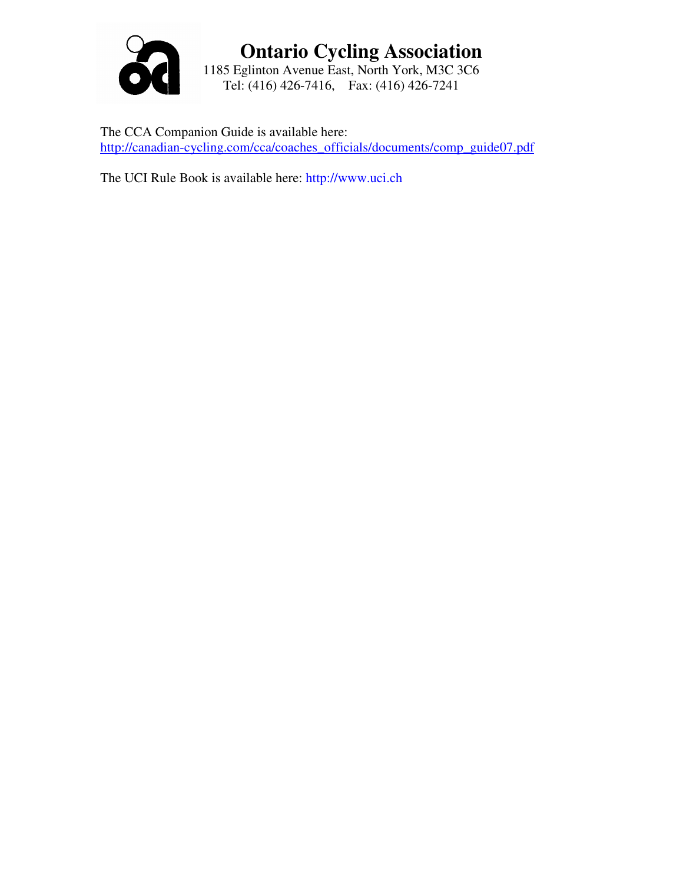# Ontario Cycling Association

1185 Eglinton Avenue East, North York, M3C 3C6
Tel: (416) 426-7416, Fax: (416) 426-7241

The CCA Companion Guide is available here:
http://canadian-cycling.com/cca/coaches_officials/documents/comp_guide07.pdf

The UCI Rule Book is available here: http://www.uci.ch